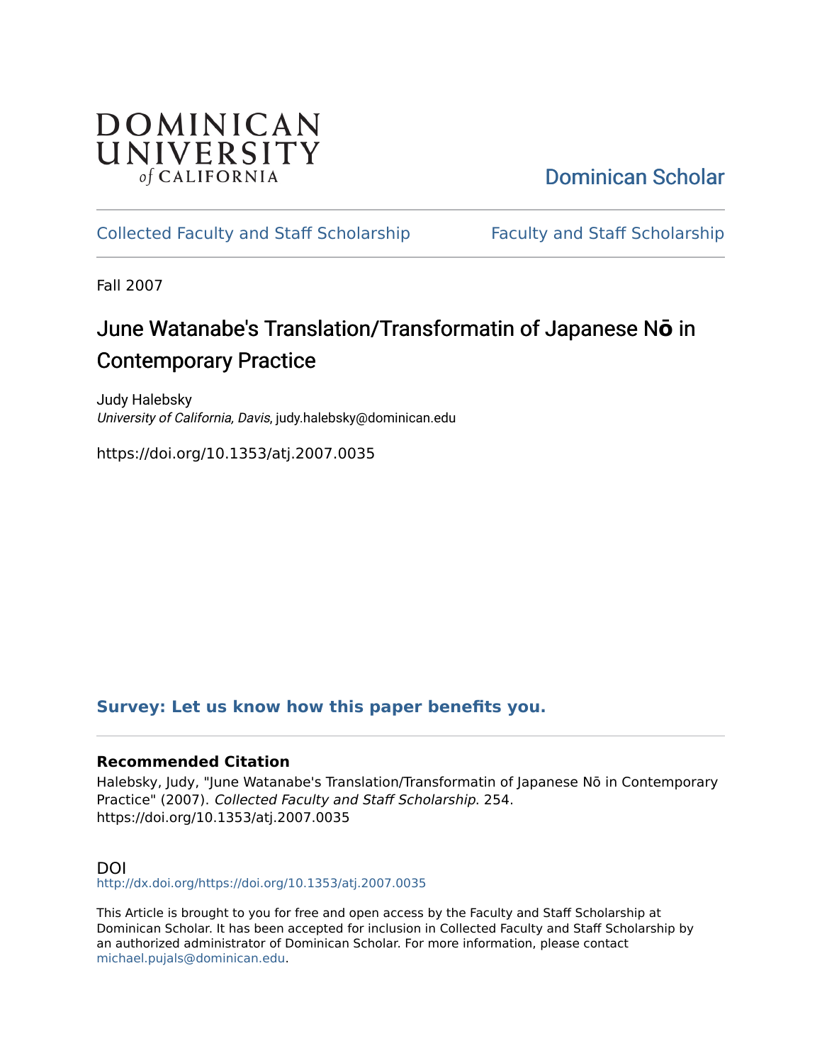DOMINICAN UNIVERSITY *of* CALIFORNIA

Dominican Scholar

Collected Faculty and Staff Scholarship | Faculty and Staff Scholarship

Fall 2007

# June Watanabe's Translation/Transformatin of Japanese Nō in Contemporary Practice

Judy Halebsky
*University of California, Davis*, judy.halebsky@dominican.edu

https://doi.org/10.1353/atj.2007.0035

**Survey: Let us know how this paper benefits you.**

### Recommended Citation

Halebsky, Judy, "June Watanabe's Translation/Transformatin of Japanese Nō in Contemporary Practice" (2007). *Collected Faculty and Staff Scholarship*. 254.
https://doi.org/10.1353/atj.2007.0035

## DOI

http://dx.doi.org/https://doi.org/10.1353/atj.2007.0035

This Article is brought to you for free and open access by the Faculty and Staff Scholarship at Dominican Scholar. It has been accepted for inclusion in Collected Faculty and Staff Scholarship by an authorized administrator of Dominican Scholar. For more information, please contact michael.pujals@dominican.edu.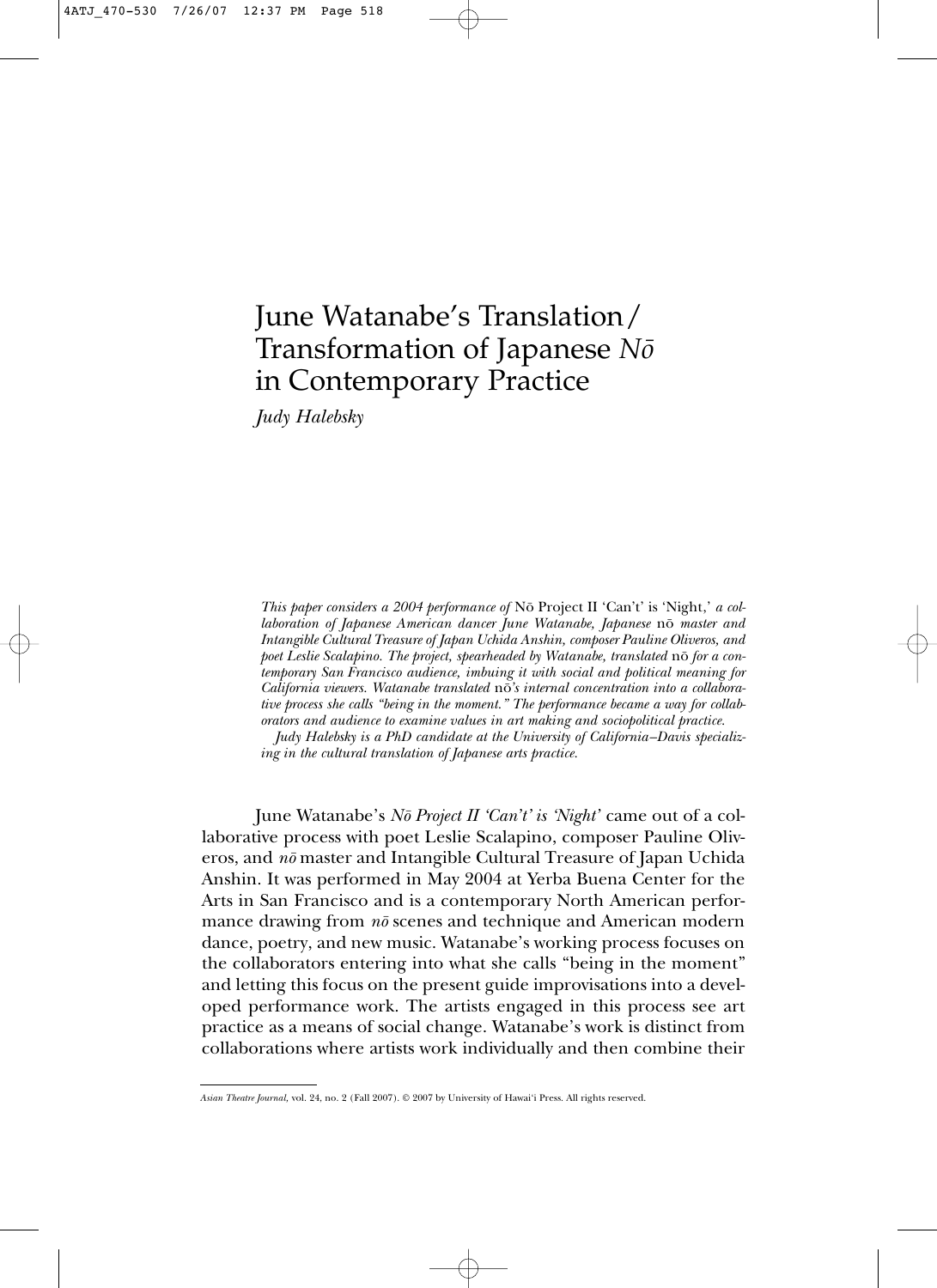# June Watanabe's Translation/Transformation of Japanese *Nō* in Contemporary Practice

*Judy Halebsky*

*This paper considers a 2004 performance of* Nō Project II 'Can't' is 'Night,' *a collaboration of Japanese American dancer June Watanabe, Japanese* nō *master and Intangible Cultural Treasure of Japan Uchida Anshin, composer Pauline Oliveros, and poet Leslie Scalapino. The project, spearheaded by Watanabe, translated* nō *for a contemporary San Francisco audience, imbuing it with social and political meaning for California viewers. Watanabe translated* nō*'s internal concentration into a collaborative process she calls "being in the moment." The performance became a way for collaborators and audience to examine values in art making and sociopolitical practice.*

*Judy Halebsky is a PhD candidate at the University of California–Davis specializing in the cultural translation of Japanese arts practice.*

June Watanabe's *Nō Project II 'Can't' is 'Night'* came out of a collaborative process with poet Leslie Scalapino, composer Pauline Oliveros, and *nō* master and Intangible Cultural Treasure of Japan Uchida Anshin. It was performed in May 2004 at Yerba Buena Center for the Arts in San Francisco and is a contemporary North American performance drawing from *nō* scenes and technique and American modern dance, poetry, and new music. Watanabe's working process focuses on the collaborators entering into what she calls "being in the moment" and letting this focus on the present guide improvisations into a developed performance work. The artists engaged in this process see art practice as a means of social change. Watanabe's work is distinct from collaborations where artists work individually and then combine their

*Asian Theatre Journal*, vol. 24, no. 2 (Fall 2007). © 2007 by University of Hawai'i Press. All rights reserved.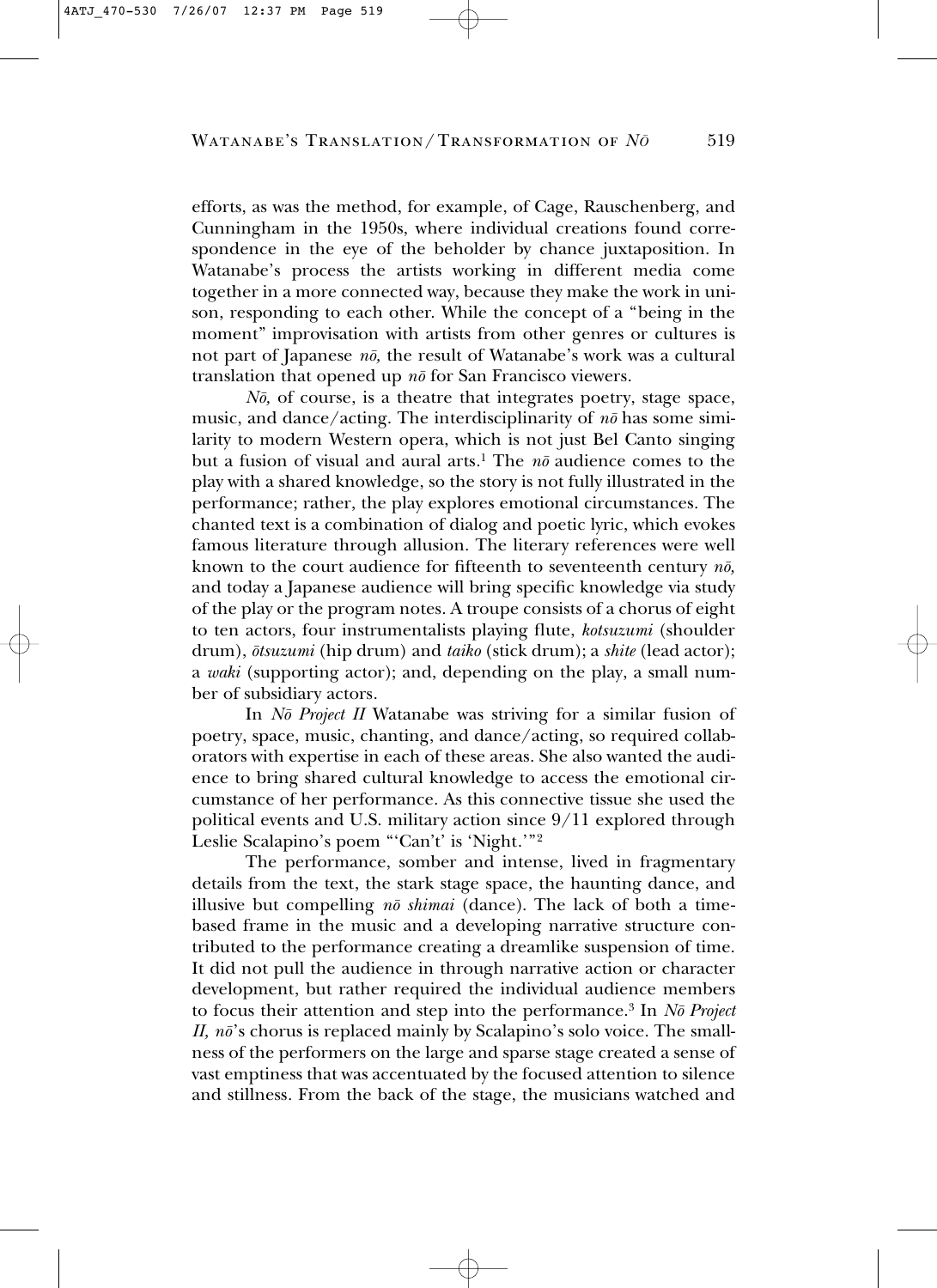efforts, as was the method, for example, of Cage, Rauschenberg, and Cunningham in the 1950s, where individual creations found correspondence in the eye of the beholder by chance juxtaposition. In Watanabe's process the artists working in different media come together in a more connected way, because they make the work in unison, responding to each other. While the concept of a "being in the moment" improvisation with artists from other genres or cultures is not part of Japanese *nō,* the result of Watanabe's work was a cultural translation that opened up *nō* for San Francisco viewers.

*Nō,* of course, is a theatre that integrates poetry, stage space, music, and dance/acting. The interdisciplinarity of *nō* has some similarity to modern Western opera, which is not just Bel Canto singing but a fusion of visual and aural arts.[1] The *nō* audience comes to the play with a shared knowledge, so the story is not fully illustrated in the performance; rather, the play explores emotional circumstances. The chanted text is a combination of dialog and poetic lyric, which evokes famous literature through allusion. The literary references were well known to the court audience for fifteenth to seventeenth century *nō,* and today a Japanese audience will bring specific knowledge via study of the play or the program notes. A troupe consists of a chorus of eight to ten actors, four instrumentalists playing flute, *kotsuzumi* (shoulder drum), *ōtsuzumi* (hip drum) and *taiko* (stick drum); a *shite* (lead actor); a *waki* (supporting actor); and, depending on the play, a small number of subsidiary actors.

In *Nō Project II* Watanabe was striving for a similar fusion of poetry, space, music, chanting, and dance/acting, so required collaborators with expertise in each of these areas. She also wanted the audience to bring shared cultural knowledge to access the emotional circumstance of her performance. As this connective tissue she used the political events and U.S. military action since 9/11 explored through Leslie Scalapino's poem "'Can't' is 'Night.'"[2]

The performance, somber and intense, lived in fragmentary details from the text, the stark stage space, the haunting dance, and illusive but compelling *nō shimai* (dance). The lack of both a time-based frame in the music and a developing narrative structure contributed to the performance creating a dreamlike suspension of time. It did not pull the audience in through narrative action or character development, but rather required the individual audience members to focus their attention and step into the performance.[3] In *Nō Project II, nō*'s chorus is replaced mainly by Scalapino's solo voice. The smallness of the performers on the large and sparse stage created a sense of vast emptiness that was accentuated by the focused attention to silence and stillness. From the back of the stage, the musicians watched and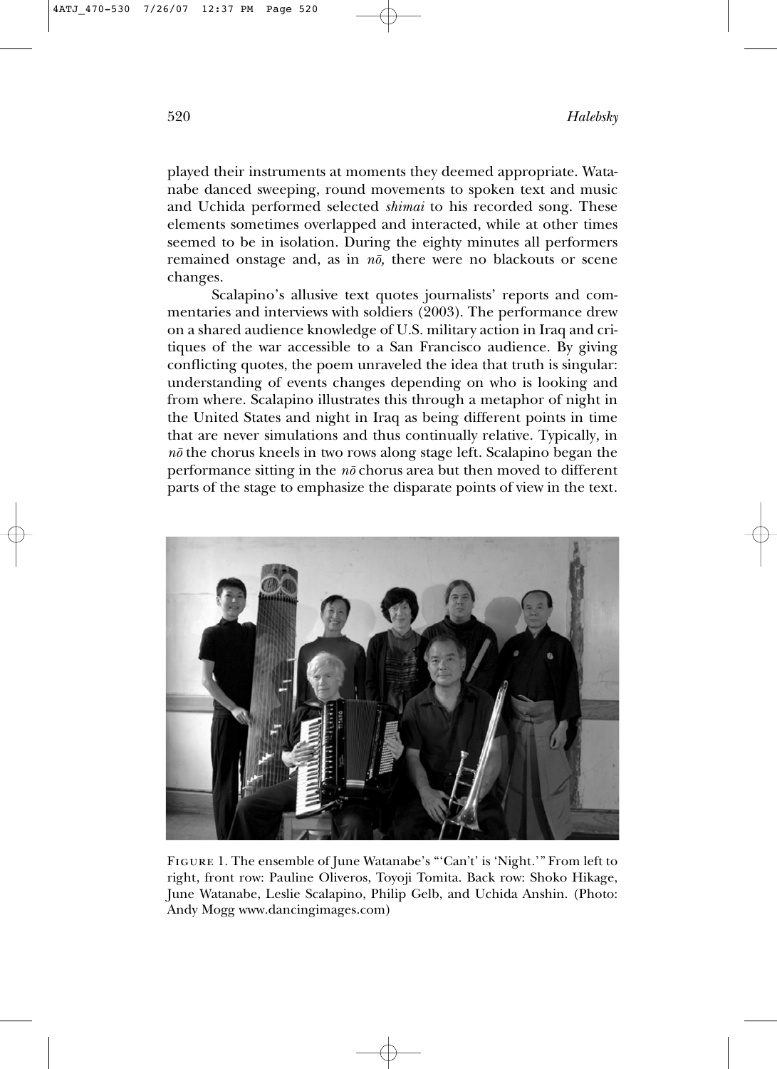played their instruments at moments they deemed appropriate. Watanabe danced sweeping, round movements to spoken text and music and Uchida performed selected *shimai* to his recorded song. These elements sometimes overlapped and interacted, while at other times seemed to be in isolation. During the eighty minutes all performers remained onstage and, as in *nō,* there were no blackouts or scene changes.

Scalapino's allusive text quotes journalists' reports and commentaries and interviews with soldiers (2003). The performance drew on a shared audience knowledge of U.S. military action in Iraq and critiques of the war accessible to a San Francisco audience. By giving conflicting quotes, the poem unraveled the idea that truth is singular: understanding of events changes depending on who is looking and from where. Scalapino illustrates this through a metaphor of night in the United States and night in Iraq as being different points in time that are never simulations and thus continually relative. Typically, in *nō* the chorus kneels in two rows along stage left. Scalapino began the performance sitting in the *nō* chorus area but then moved to different parts of the stage to emphasize the disparate points of view in the text.

FIGURE 1. The ensemble of June Watanabe's "'Can't' is 'Night.'" From left to right, front row: Pauline Oliveros, Toyoji Tomita. Back row: Shoko Hikage, June Watanabe, Leslie Scalapino, Philip Gelb, and Uchida Anshin. (Photo: Andy Mogg www.dancingimages.com)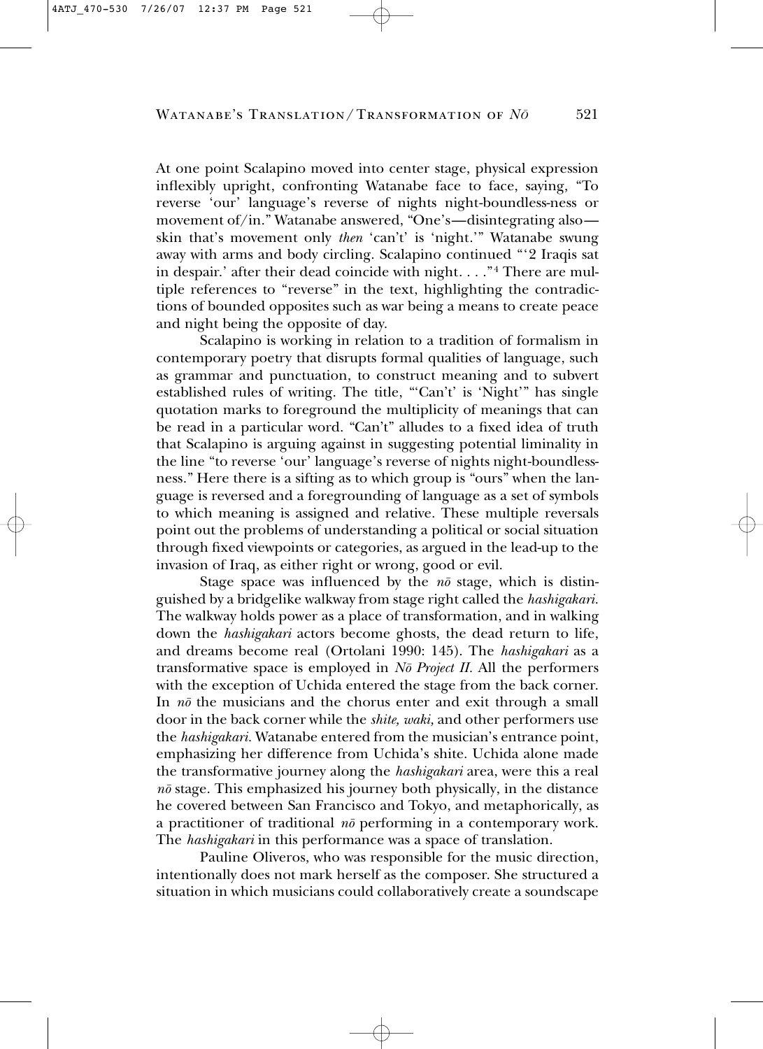At one point Scalapino moved into center stage, physical expression inflexibly upright, confronting Watanabe face to face, saying, "To reverse 'our' language's reverse of nights night-boundless-ness or movement of/in." Watanabe answered, "One's—disintegrating also—skin that's movement only *then* 'can't' is 'night.'" Watanabe swung away with arms and body circling. Scalapino continued "'2 Iraqis sat in despair.' after their dead coincide with night. . . ."[4] There are multiple references to "reverse" in the text, highlighting the contradictions of bounded opposites such as war being a means to create peace and night being the opposite of day.

Scalapino is working in relation to a tradition of formalism in contemporary poetry that disrupts formal qualities of language, such as grammar and punctuation, to construct meaning and to subvert established rules of writing. The title, "'Can't' is 'Night'" has single quotation marks to foreground the multiplicity of meanings that can be read in a particular word. "Can't" alludes to a fixed idea of truth that Scalapino is arguing against in suggesting potential liminality in the line "to reverse 'our' language's reverse of nights night-boundlessness." Here there is a sifting as to which group is "ours" when the language is reversed and a foregrounding of language as a set of symbols to which meaning is assigned and relative. These multiple reversals point out the problems of understanding a political or social situation through fixed viewpoints or categories, as argued in the lead-up to the invasion of Iraq, as either right or wrong, good or evil.

Stage space was influenced by the *nō* stage, which is distinguished by a bridgelike walkway from stage right called the *hashigakari.* The walkway holds power as a place of transformation, and in walking down the *hashigakari* actors become ghosts, the dead return to life, and dreams become real (Ortolani 1990: 145). The *hashigakari* as a transformative space is employed in *Nō Project II.* All the performers with the exception of Uchida entered the stage from the back corner. In *nō* the musicians and the chorus enter and exit through a small door in the back corner while the *shite, waki,* and other performers use the *hashigakari.* Watanabe entered from the musician's entrance point, emphasizing her difference from Uchida's shite. Uchida alone made the transformative journey along the *hashigakari* area, were this a real *nō* stage. This emphasized his journey both physically, in the distance he covered between San Francisco and Tokyo, and metaphorically, as a practitioner of traditional *nō* performing in a contemporary work. The *hashigakari* in this performance was a space of translation.

Pauline Oliveros, who was responsible for the music direction, intentionally does not mark herself as the composer. She structured a situation in which musicians could collaboratively create a soundscape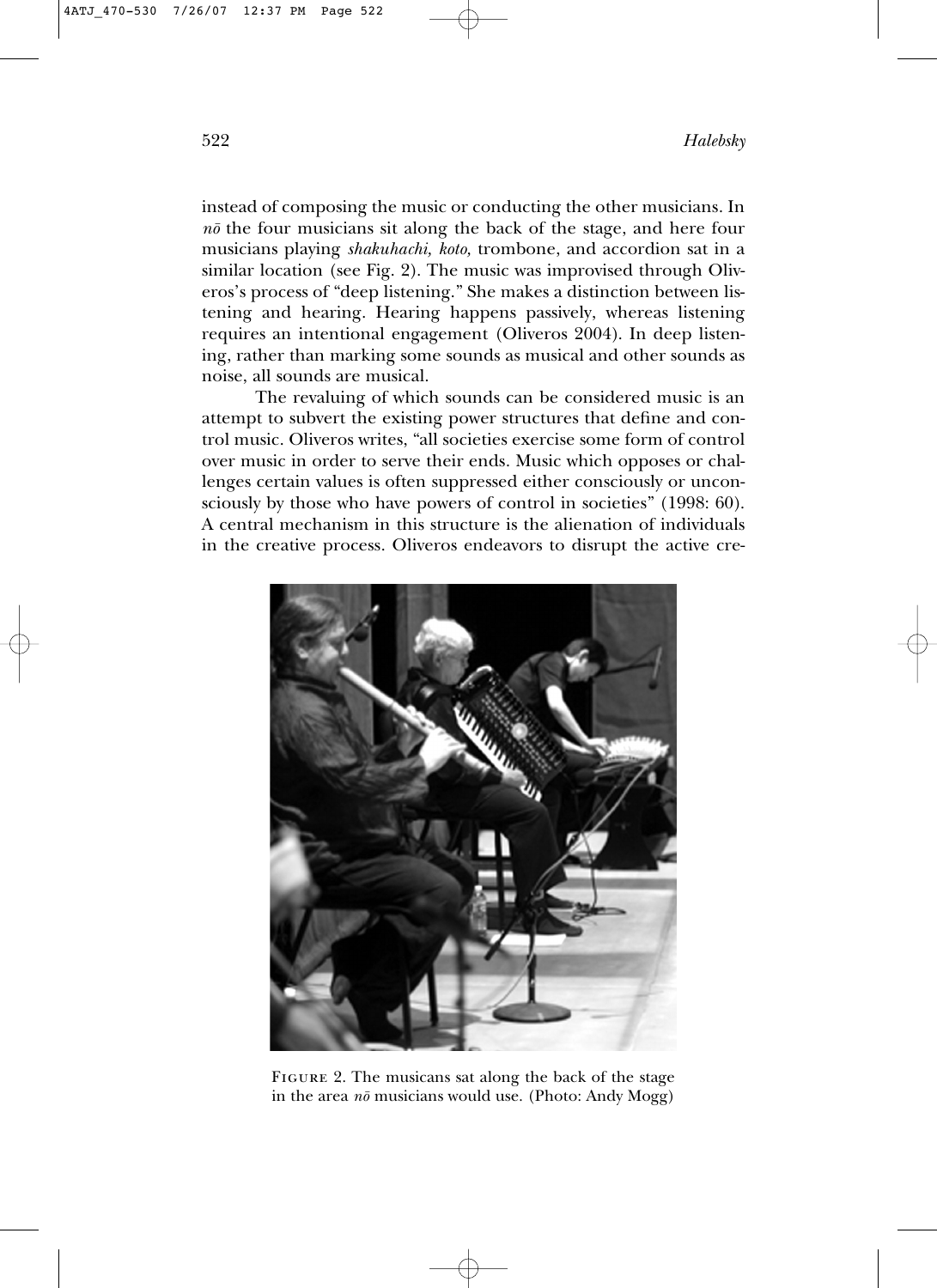instead of composing the music or conducting the other musicians. In *nō* the four musicians sit along the back of the stage, and here four musicians playing *shakuhachi, koto,* trombone, and accordion sat in a similar location (see Fig. 2). The music was improvised through Oliveros's process of "deep listening." She makes a distinction between listening and hearing. Hearing happens passively, whereas listening requires an intentional engagement (Oliveros 2004). In deep listening, rather than marking some sounds as musical and other sounds as noise, all sounds are musical.

The revaluing of which sounds can be considered music is an attempt to subvert the existing power structures that define and control music. Oliveros writes, "all societies exercise some form of control over music in order to serve their ends. Music which opposes or challenges certain values is often suppressed either consciously or unconsciously by those who have powers of control in societies" (1998: 60). A central mechanism in this structure is the alienation of individuals in the creative process. Oliveros endeavors to disrupt the active cre-

FIGURE 2. The musicans sat along the back of the stage in the area *nō* musicians would use. (Photo: Andy Mogg)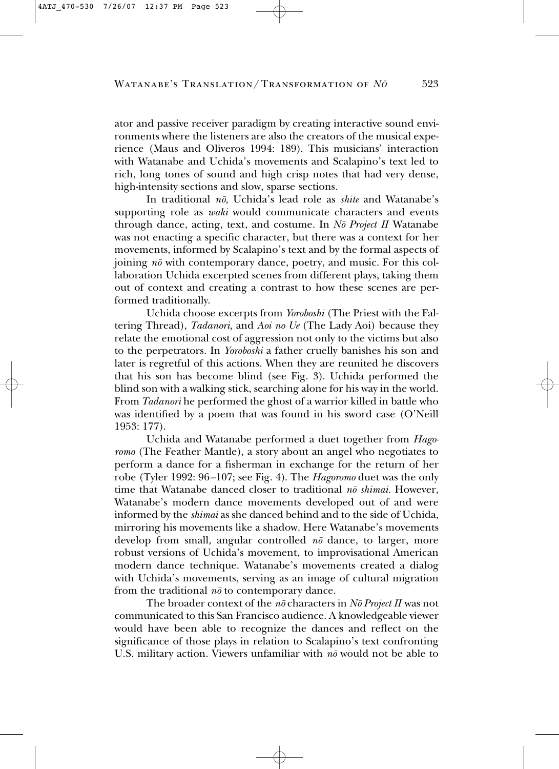ator and passive receiver paradigm by creating interactive sound environments where the listeners are also the creators of the musical experience (Maus and Oliveros 1994: 189). This musicians' interaction with Watanabe and Uchida's movements and Scalapino's text led to rich, long tones of sound and high crisp notes that had very dense, high-intensity sections and slow, sparse sections.

In traditional *nō,* Uchida's lead role as *shite* and Watanabe's supporting role as *waki* would communicate characters and events through dance, acting, text, and costume. In *Nō Project II* Watanabe was not enacting a specific character, but there was a context for her movements, informed by Scalapino's text and by the formal aspects of joining *nō* with contemporary dance, poetry, and music. For this collaboration Uchida excerpted scenes from different plays, taking them out of context and creating a contrast to how these scenes are performed traditionally.

Uchida choose excerpts from *Yoroboshi* (The Priest with the Faltering Thread), *Tadanori,* and *Aoi no Ue* (The Lady Aoi) because they relate the emotional cost of aggression not only to the victims but also to the perpetrators. In *Yoroboshi* a father cruelly banishes his son and later is regretful of this actions. When they are reunited he discovers that his son has become blind (see Fig. 3). Uchida performed the blind son with a walking stick, searching alone for his way in the world. From *Tadanori* he performed the ghost of a warrior killed in battle who was identified by a poem that was found in his sword case (O'Neill 1953: 177).

Uchida and Watanabe performed a duet together from *Hagoromo* (The Feather Mantle), a story about an angel who negotiates to perform a dance for a fisherman in exchange for the return of her robe (Tyler 1992: 96–107; see Fig. 4). The *Hagoromo* duet was the only time that Watanabe danced closer to traditional *nō shimai*. However, Watanabe's modern dance movements developed out of and were informed by the *shimai* as she danced behind and to the side of Uchida, mirroring his movements like a shadow. Here Watanabe's movements develop from small, angular controlled *nō* dance, to larger, more robust versions of Uchida's movement, to improvisational American modern dance technique. Watanabe's movements created a dialog with Uchida's movements, serving as an image of cultural migration from the traditional *nō* to contemporary dance.

The broader context of the *nō* characters in *Nō Project II* was not communicated to this San Francisco audience. A knowledgeable viewer would have been able to recognize the dances and reflect on the significance of those plays in relation to Scalapino's text confronting U.S. military action. Viewers unfamiliar with *nō* would not be able to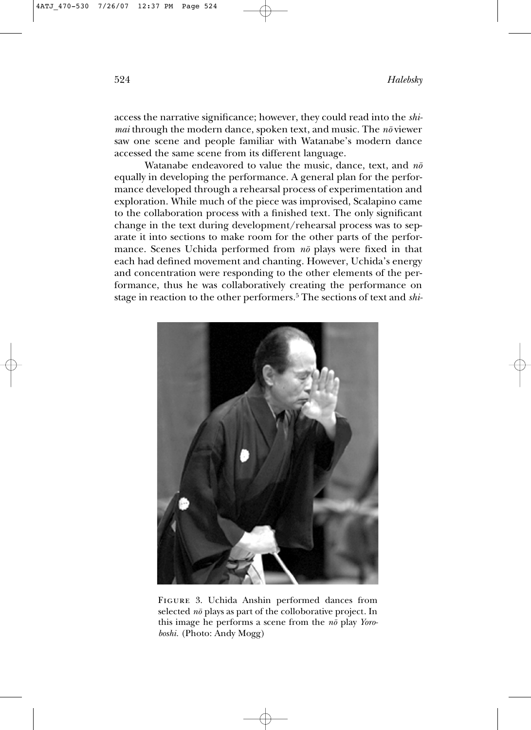access the narrative significance; however, they could read into the *shimai* through the modern dance, spoken text, and music. The *nō* viewer saw one scene and people familiar with Watanabe's modern dance accessed the same scene from its different language.

Watanabe endeavored to value the music, dance, text, and *nō* equally in developing the performance. A general plan for the performance developed through a rehearsal process of experimentation and exploration. While much of the piece was improvised, Scalapino came to the collaboration process with a finished text. The only significant change in the text during development/rehearsal process was to separate it into sections to make room for the other parts of the performance. Scenes Uchida performed from *nō* plays were fixed in that each had defined movement and chanting. However, Uchida's energy and concentration were responding to the other elements of the performance, thus he was collaboratively creating the performance on stage in reaction to the other performers.[5] The sections of text and *shi-*

FIGURE 3. Uchida Anshin performed dances from selected *nō* plays as part of the colloborative project. In this image he performs a scene from the *nō* play *Yoroboshi.* (Photo: Andy Mogg)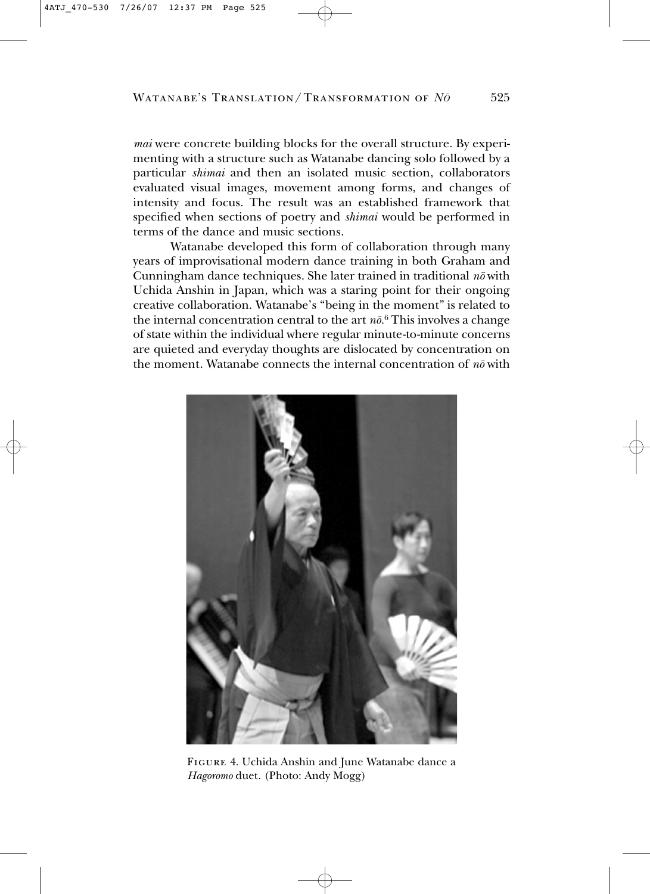*mai* were concrete building blocks for the overall structure. By experimenting with a structure such as Watanabe dancing solo followed by a particular *shimai* and then an isolated music section, collaborators evaluated visual images, movement among forms, and changes of intensity and focus. The result was an established framework that specified when sections of poetry and *shimai* would be performed in terms of the dance and music sections.

Watanabe developed this form of collaboration through many years of improvisational modern dance training in both Graham and Cunningham dance techniques. She later trained in traditional *nō* with Uchida Anshin in Japan, which was a staring point for their ongoing creative collaboration. Watanabe's "being in the moment" is related to the internal concentration central to the art *nō*.[6] This involves a change of state within the individual where regular minute-to-minute concerns are quieted and everyday thoughts are dislocated by concentration on the moment. Watanabe connects the internal concentration of *nō* with

FIGURE 4. Uchida Anshin and June Watanabe dance a *Hagoromo* duet. (Photo: Andy Mogg)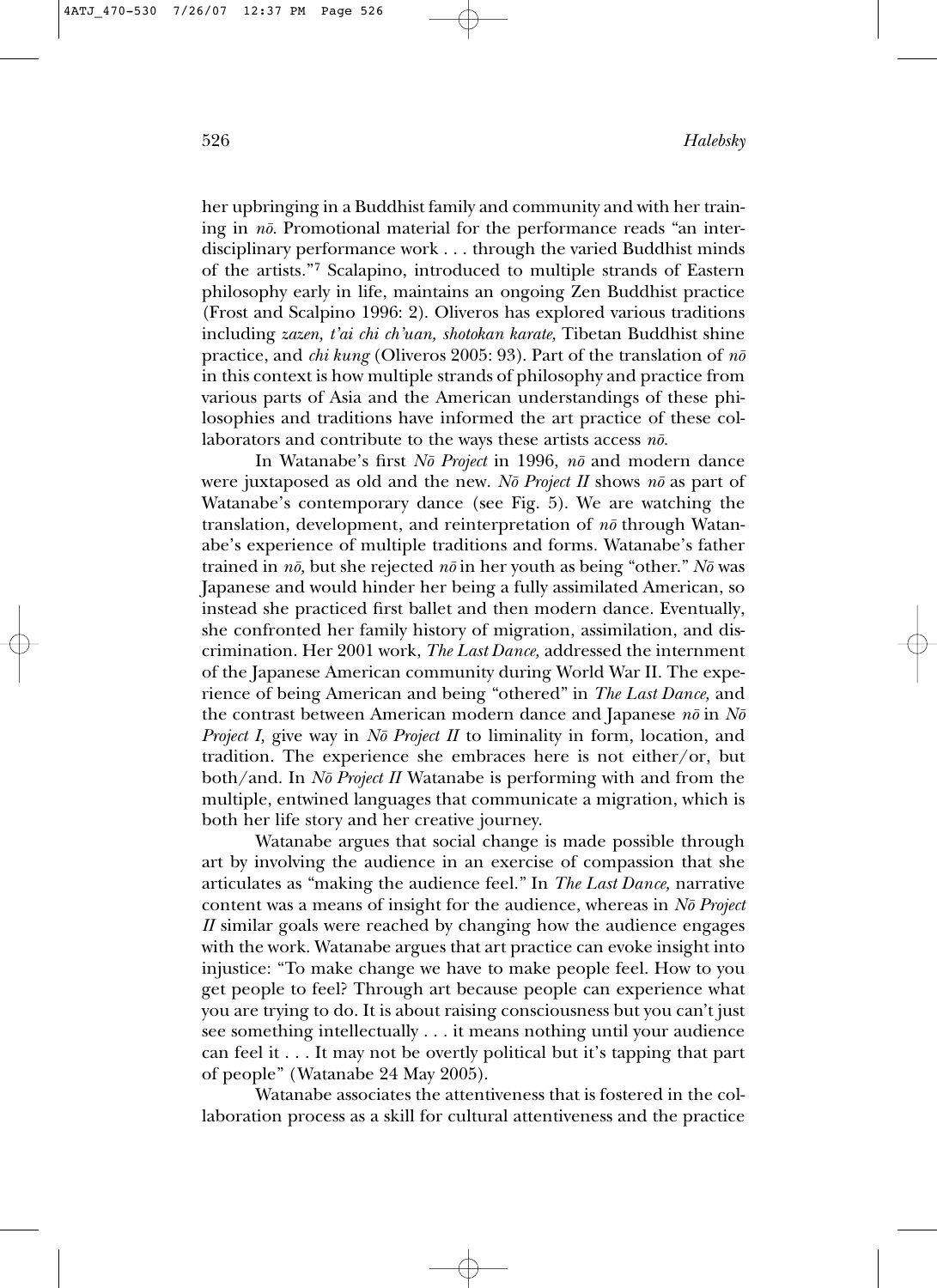her upbringing in a Buddhist family and community and with her training in *nō*. Promotional material for the performance reads "an interdisciplinary performance work . . . through the varied Buddhist minds of the artists."[7] Scalapino, introduced to multiple strands of Eastern philosophy early in life, maintains an ongoing Zen Buddhist practice (Frost and Scalpino 1996: 2). Oliveros has explored various traditions including *zazen, t'ai chi ch'uan, shotokan karate,* Tibetan Buddhist shine practice, and *chi kung* (Oliveros 2005: 93). Part of the translation of *nō* in this context is how multiple strands of philosophy and practice from various parts of Asia and the American understandings of these philosophies and traditions have informed the art practice of these collaborators and contribute to the ways these artists access *nō*.

In Watanabe's first *Nō Project* in 1996, *nō* and modern dance were juxtaposed as old and the new. *Nō Project II* shows *nō* as part of Watanabe's contemporary dance (see Fig. 5). We are watching the translation, development, and reinterpretation of *nō* through Watanabe's experience of multiple traditions and forms. Watanabe's father trained in *nō,* but she rejected *nō* in her youth as being "other." *Nō* was Japanese and would hinder her being a fully assimilated American, so instead she practiced first ballet and then modern dance. Eventually, she confronted her family history of migration, assimilation, and discrimination. Her 2001 work, *The Last Dance,* addressed the internment of the Japanese American community during World War II. The experience of being American and being "othered" in *The Last Dance,* and the contrast between American modern dance and Japanese *nō* in *Nō Project I,* give way in *Nō Project II* to liminality in form, location, and tradition. The experience she embraces here is not either/or, but both/and. In *Nō Project II* Watanabe is performing with and from the multiple, entwined languages that communicate a migration, which is both her life story and her creative journey.

Watanabe argues that social change is made possible through art by involving the audience in an exercise of compassion that she articulates as "making the audience feel." In *The Last Dance,* narrative content was a means of insight for the audience, whereas in *Nō Project II* similar goals were reached by changing how the audience engages with the work. Watanabe argues that art practice can evoke insight into injustice: "To make change we have to make people feel. How to you get people to feel? Through art because people can experience what you are trying to do. It is about raising consciousness but you can't just see something intellectually . . . it means nothing until your audience can feel it . . . It may not be overtly political but it's tapping that part of people" (Watanabe 24 May 2005).

Watanabe associates the attentiveness that is fostered in the collaboration process as a skill for cultural attentiveness and the practice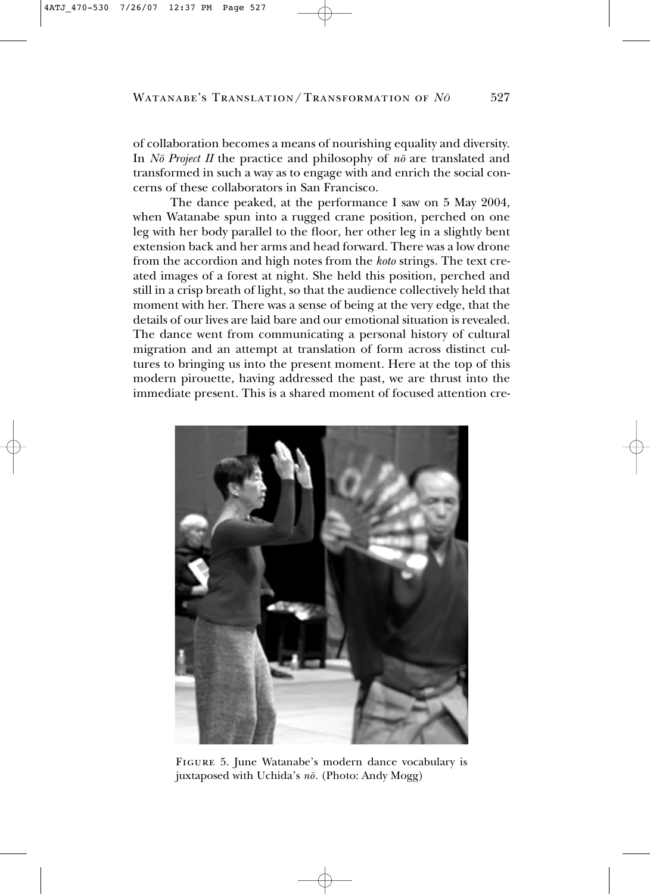of collaboration becomes a means of nourishing equality and diversity. In *Nō Project II* the practice and philosophy of *nō* are translated and transformed in such a way as to engage with and enrich the social concerns of these collaborators in San Francisco.

The dance peaked, at the performance I saw on 5 May 2004, when Watanabe spun into a rugged crane position, perched on one leg with her body parallel to the floor, her other leg in a slightly bent extension back and her arms and head forward. There was a low drone from the accordion and high notes from the *koto* strings. The text created images of a forest at night. She held this position, perched and still in a crisp breath of light, so that the audience collectively held that moment with her. There was a sense of being at the very edge, that the details of our lives are laid bare and our emotional situation is revealed. The dance went from communicating a personal history of cultural migration and an attempt at translation of form across distinct cultures to bringing us into the present moment. Here at the top of this modern pirouette, having addressed the past, we are thrust into the immediate present. This is a shared moment of focused attention cre-

FIGURE 5. June Watanabe's modern dance vocabulary is juxtaposed with Uchida's *nō*. (Photo: Andy Mogg)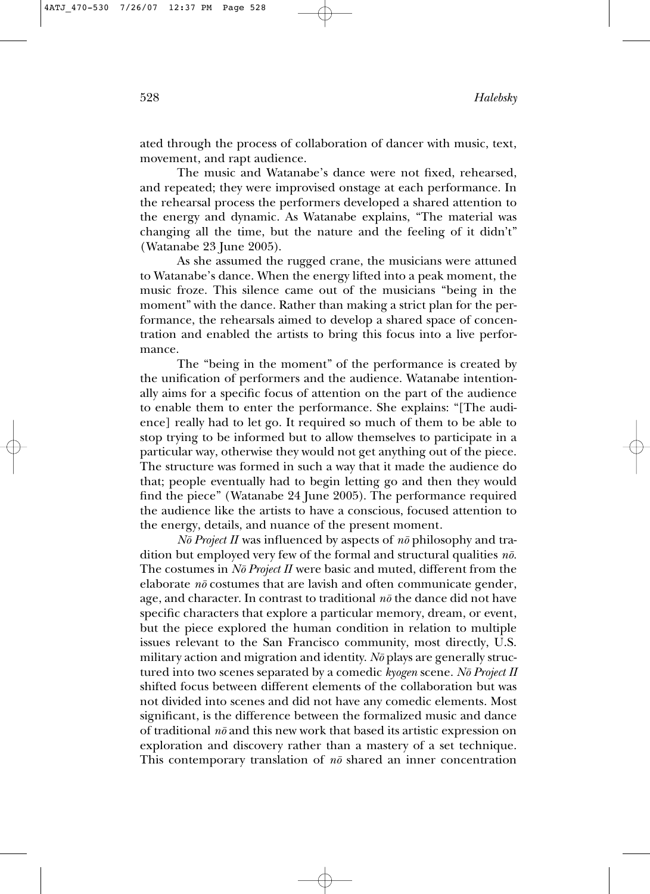ated through the process of collaboration of dancer with music, text, movement, and rapt audience.

The music and Watanabe's dance were not fixed, rehearsed, and repeated; they were improvised onstage at each performance. In the rehearsal process the performers developed a shared attention to the energy and dynamic. As Watanabe explains, "The material was changing all the time, but the nature and the feeling of it didn't" (Watanabe 23 June 2005).

As she assumed the rugged crane, the musicians were attuned to Watanabe's dance. When the energy lifted into a peak moment, the music froze. This silence came out of the musicians "being in the moment" with the dance. Rather than making a strict plan for the performance, the rehearsals aimed to develop a shared space of concentration and enabled the artists to bring this focus into a live performance.

The "being in the moment" of the performance is created by the unification of performers and the audience. Watanabe intentionally aims for a specific focus of attention on the part of the audience to enable them to enter the performance. She explains: "[The audience] really had to let go. It required so much of them to be able to stop trying to be informed but to allow themselves to participate in a particular way, otherwise they would not get anything out of the piece. The structure was formed in such a way that it made the audience do that; people eventually had to begin letting go and then they would find the piece" (Watanabe 24 June 2005). The performance required the audience like the artists to have a conscious, focused attention to the energy, details, and nuance of the present moment.

*Nō Project II* was influenced by aspects of *nō* philosophy and tradition but employed very few of the formal and structural qualities *nō*. The costumes in *Nō Project II* were basic and muted, different from the elaborate *nō* costumes that are lavish and often communicate gender, age, and character. In contrast to traditional *nō* the dance did not have specific characters that explore a particular memory, dream, or event, but the piece explored the human condition in relation to multiple issues relevant to the San Francisco community, most directly, U.S. military action and migration and identity. *Nō* plays are generally structured into two scenes separated by a comedic *kyogen* scene. *Nō Project II* shifted focus between different elements of the collaboration but was not divided into scenes and did not have any comedic elements. Most significant, is the difference between the formalized music and dance of traditional *nō* and this new work that based its artistic expression on exploration and discovery rather than a mastery of a set technique. This contemporary translation of *nō* shared an inner concentration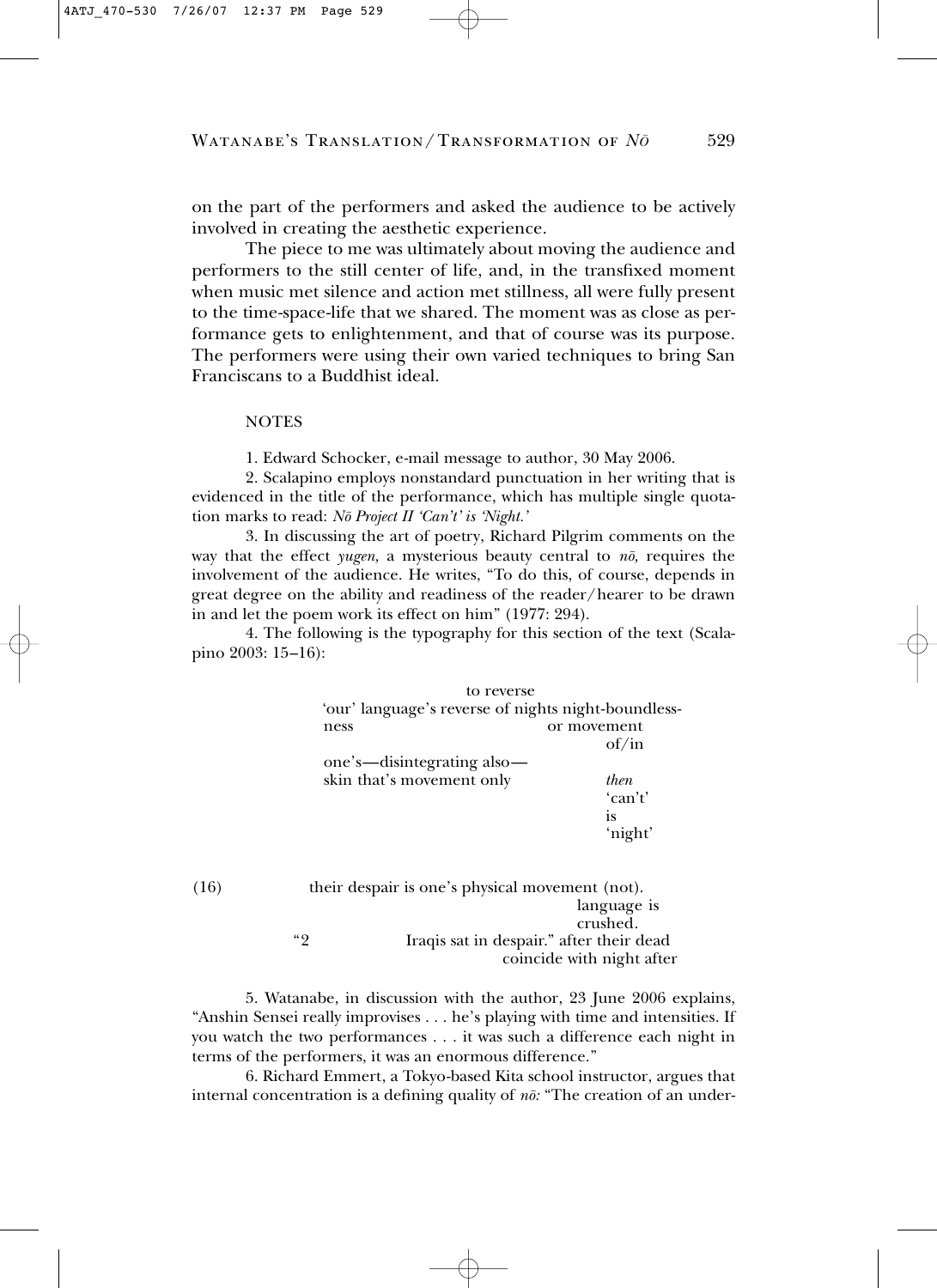on the part of the performers and asked the audience to be actively involved in creating the aesthetic experience.

The piece to me was ultimately about moving the audience and performers to the still center of life, and, in the transfixed moment when music met silence and action met stillness, all were fully present to the time-space-life that we shared. The moment was as close as performance gets to enlightenment, and that of course was its purpose. The performers were using their own varied techniques to bring San Franciscans to a Buddhist ideal.

## NOTES

1. Edward Schocker, e-mail message to author, 30 May 2006.

2. Scalapino employs nonstandard punctuation in her writing that is evidenced in the title of the performance, which has multiple single quotation marks to read: *Nō Project II 'Can't' is 'Night.'*

3. In discussing the art of poetry, Richard Pilgrim comments on the way that the effect *yugen,* a mysterious beauty central to *nō,* requires the involvement of the audience. He writes, "To do this, of course, depends in great degree on the ability and readiness of the reader/hearer to be drawn in and let the poem work its effect on him" (1977: 294).

4. The following is the typography for this section of the text (Scalapino 2003: 15–16):

```
                    to reverse
          'our' language's reverse of nights night-boundless-
          ness                          or movement
                                              of/in
          one's—disintegrating also—
          skin that's movement only           then
                                              'can't'
                                              is
                                              'night'


(16)          their despair is one's physical movement (not).
                                              language is
                                              crushed.
              "2           Iraqis sat in despair." after their dead
                                     coincide with night after
```

5. Watanabe, in discussion with the author, 23 June 2006 explains, "Anshin Sensei really improvises . . . he's playing with time and intensities. If you watch the two performances . . . it was such a difference each night in terms of the performers, it was an enormous difference."

6. Richard Emmert, a Tokyo-based Kita school instructor, argues that internal concentration is a defining quality of *nō:* "The creation of an under-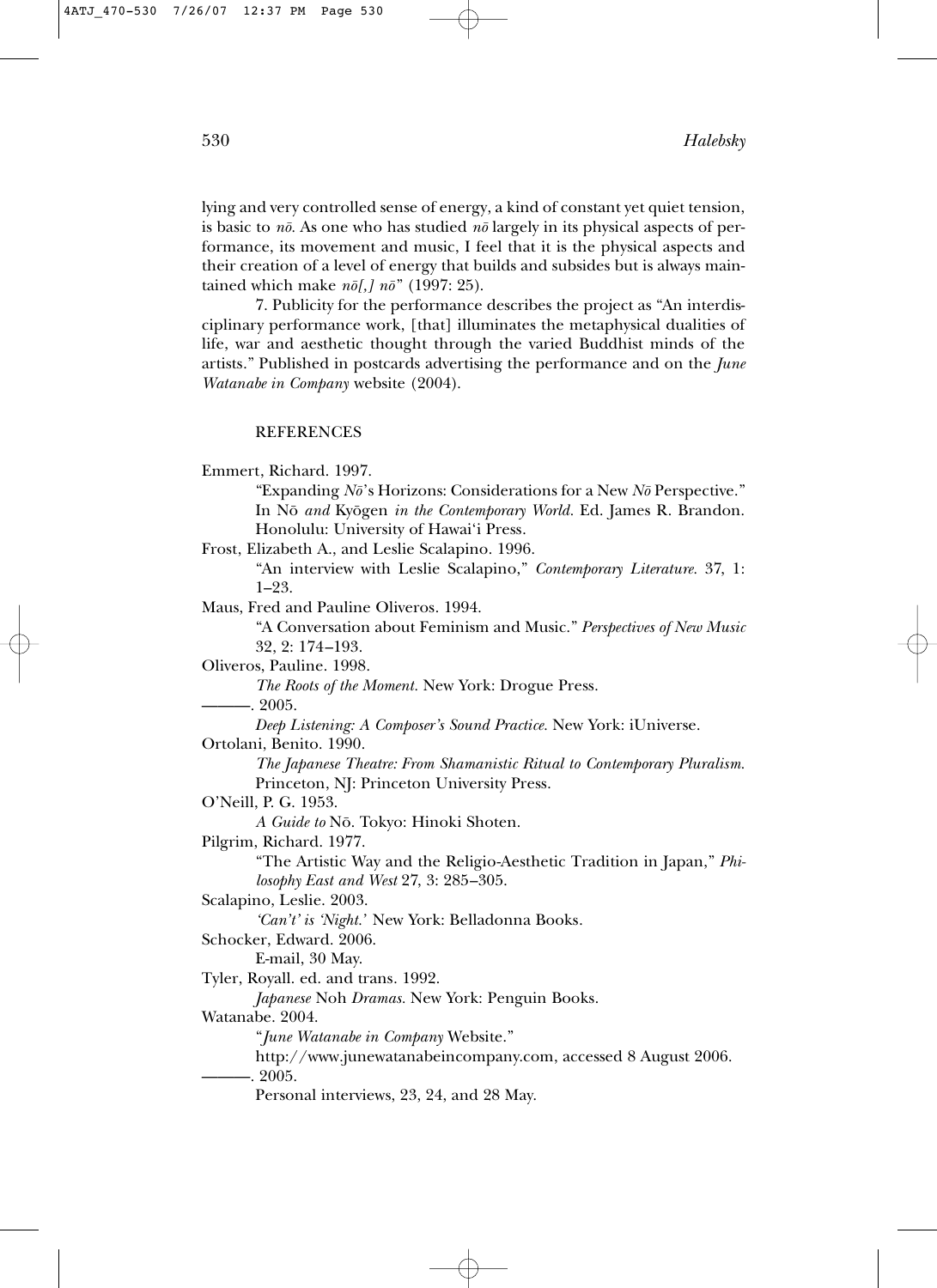lying and very controlled sense of energy, a kind of constant yet quiet tension, is basic to *nō*. As one who has studied *nō* largely in its physical aspects of performance, its movement and music, I feel that it is the physical aspects and their creation of a level of energy that builds and subsides but is always maintained which make *nō[,] nō*" (1997: 25).

7. Publicity for the performance describes the project as "An interdisciplinary performance work, [that] illuminates the metaphysical dualities of life, war and aesthetic thought through the varied Buddhist minds of the artists." Published in postcards advertising the performance and on the *June Watanabe in Company* website (2004).

## REFERENCES

Emmert, Richard. 1997.
"Expanding *Nō*'s Horizons: Considerations for a New *Nō* Perspective." In Nō *and* Kyōgen *in the Contemporary World.* Ed. James R. Brandon. Honolulu: University of Hawai'i Press.

Frost, Elizabeth A., and Leslie Scalapino. 1996.
"An interview with Leslie Scalapino," *Contemporary Literature.* 37, 1: 1–23.

Maus, Fred and Pauline Oliveros. 1994.
"A Conversation about Feminism and Music." *Perspectives of New Music* 32, 2: 174–193.

Oliveros, Pauline. 1998.
*The Roots of the Moment.* New York: Drogue Press.

———. 2005.
*Deep Listening: A Composer's Sound Practice.* New York: iUniverse.

Ortolani, Benito. 1990.
*The Japanese Theatre: From Shamanistic Ritual to Contemporary Pluralism.* Princeton, NJ: Princeton University Press.

O'Neill, P. G. 1953.
*A Guide to* Nō. Tokyo: Hinoki Shoten.

Pilgrim, Richard. 1977.
"The Artistic Way and the Religio-Aesthetic Tradition in Japan," *Philosophy East and West* 27, 3: 285–305.

Scalapino, Leslie. 2003.
*'Can't' is 'Night.'* New York: Belladonna Books.

Schocker, Edward. 2006.
E-mail, 30 May.

Tyler, Royall. ed. and trans. 1992.
*Japanese* Noh *Dramas.* New York: Penguin Books.

Watanabe. 2004.
"*June Watanabe in Company* Website."
http://www.junewatanabeincompany.com, accessed 8 August 2006.

———. 2005.
Personal interviews, 23, 24, and 28 May.